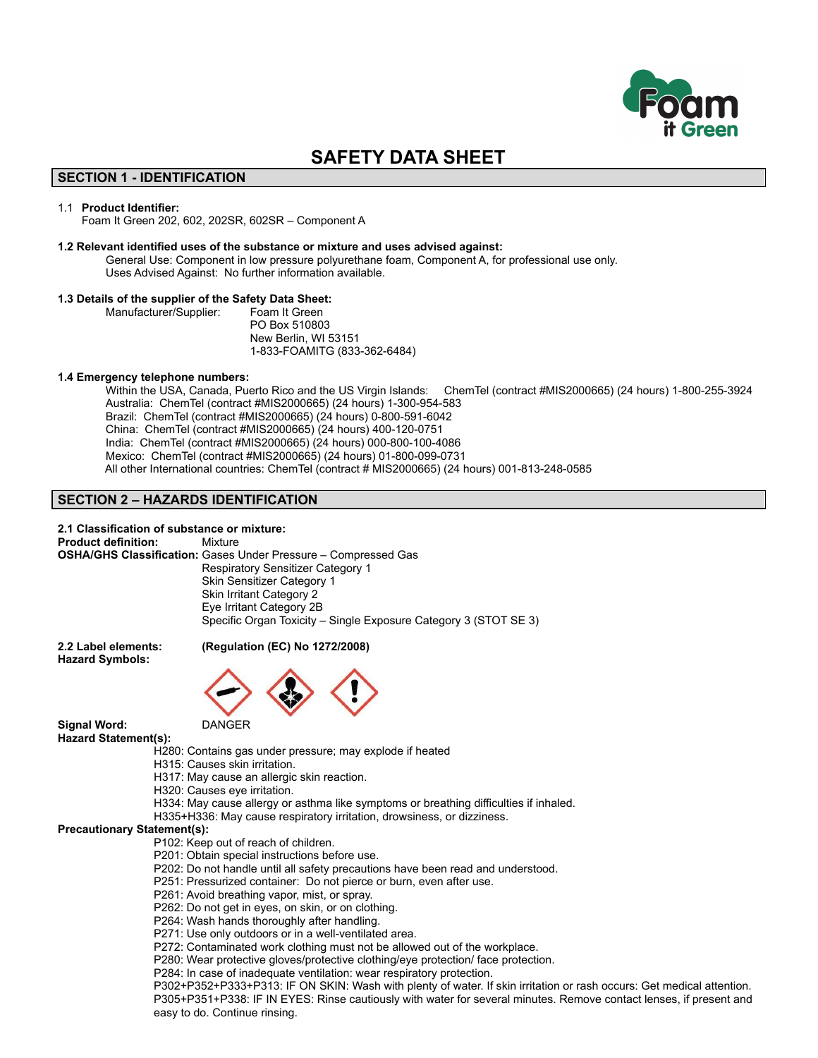# SAFETY DATA SHEET

## SECTION 1 - IDENTIFICATION

1.1 **Product Identifier:**
Foam It Green 202, 602, 202SR, 602SR – Component A

**1.2 Relevant identified uses of the substance or mixture and uses advised against:**
General Use: Component in low pressure polyurethane foam, Component A, for professional use only.
Uses Advised Against: No further information available.

**1.3 Details of the supplier of the Safety Data Sheet:**
Manufacturer/Supplier: Foam It Green
PO Box 510803
New Berlin, WI 53151
1-833-FOAMITG (833-362-6484)

**1.4 Emergency telephone numbers:**
Within the USA, Canada, Puerto Rico and the US Virgin Islands: ChemTel (contract #MIS2000665) (24 hours) 1-800-255-3924
Australia: ChemTel (contract #MIS2000665) (24 hours) 1-300-954-583
Brazil: ChemTel (contract #MIS2000665) (24 hours) 0-800-591-6042
China: ChemTel (contract #MIS2000665) (24 hours) 400-120-0751
India: ChemTel (contract #MIS2000665) (24 hours) 000-800-100-4086
Mexico: ChemTel (contract #MIS2000665) (24 hours) 01-800-099-0731
All other International countries: ChemTel (contract # MIS2000665) (24 hours) 001-813-248-0585

## SECTION 2 – HAZARDS IDENTIFICATION

**2.1 Classification of substance or mixture:**
**Product definition:** Mixture
**OSHA/GHS Classification:** Gases Under Pressure – Compressed Gas
Respiratory Sensitizer Category 1
Skin Sensitizer Category 1
Skin Irritant Category 2
Eye Irritant Category 2B
Specific Organ Toxicity – Single Exposure Category 3 (STOT SE 3)

**2.2 Label elements:** **(Regulation (EC) No 1272/2008)**
**Hazard Symbols:**

**Signal Word:** DANGER
**Hazard Statement(s):**
H280: Contains gas under pressure; may explode if heated
H315: Causes skin irritation.
H317: May cause an allergic skin reaction.
H320: Causes eye irritation.
H334: May cause allergy or asthma like symptoms or breathing difficulties if inhaled.
H335+H336: May cause respiratory irritation, drowsiness, or dizziness.
**Precautionary Statement(s):**
P102: Keep out of reach of children.
P201: Obtain special instructions before use.
P202: Do not handle until all safety precautions have been read and understood.
P251: Pressurized container: Do not pierce or burn, even after use.
P261: Avoid breathing vapor, mist, or spray.
P262: Do not get in eyes, on skin, or on clothing.
P264: Wash hands thoroughly after handling.
P271: Use only outdoors or in a well-ventilated area.
P272: Contaminated work clothing must not be allowed out of the workplace.
P280: Wear protective gloves/protective clothing/eye protection/ face protection.
P284: In case of inadequate ventilation: wear respiratory protection.
P302+P352+P333+P313: IF ON SKIN: Wash with plenty of water. If skin irritation or rash occurs: Get medical attention.
P305+P351+P338: IF IN EYES: Rinse cautiously with water for several minutes. Remove contact lenses, if present and easy to do. Continue rinsing.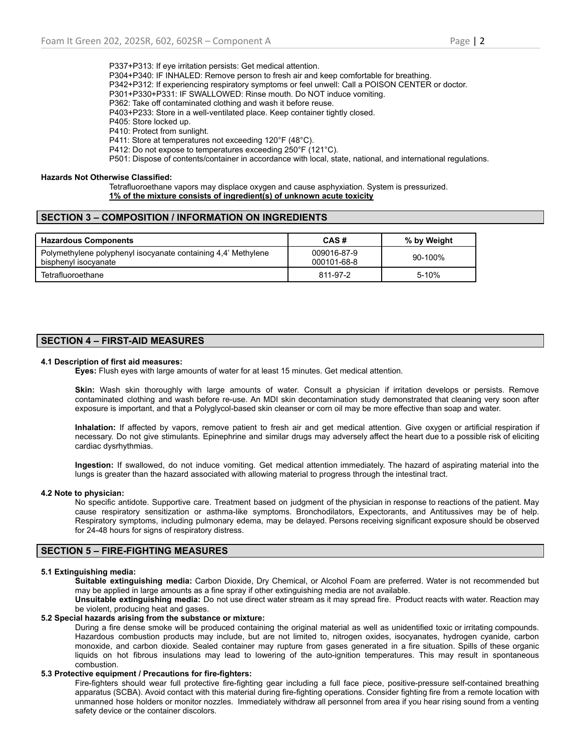P337+P313: If eye irritation persists: Get medical attention.
P304+P340: IF INHALED: Remove person to fresh air and keep comfortable for breathing.
P342+P312: If experiencing respiratory symptoms or feel unwell: Call a POISON CENTER or doctor.
P301+P330+P331: IF SWALLOWED: Rinse mouth. Do NOT induce vomiting.
P362: Take off contaminated clothing and wash it before reuse.
P403+P233: Store in a well-ventilated place. Keep container tightly closed.
P405: Store locked up.
P410: Protect from sunlight.
P411: Store at temperatures not exceeding 120°F (48°C).
P412: Do not expose to temperatures exceeding 250°F (121°C).
P501: Dispose of contents/container in accordance with local, state, national, and international regulations.

**Hazards Not Otherwise Classified:**

Tetrafluoroethane vapors may displace oxygen and cause asphyxiation. System is pressurized.
**1% of the mixture consists of ingredient(s) of unknown acute toxicity**

## SECTION 3 – COMPOSITION / INFORMATION ON INGREDIENTS

| Hazardous Components | CAS # | % by Weight |
|---|---|---|
| Polymethylene polyphenyl isocyanate containing 4,4' Methylene bisphenyl isocyanate | 009016-87-9<br>000101-68-8 | 90-100% |
| Tetrafluoroethane | 811-97-2 | 5-10% |

## SECTION 4 – FIRST-AID MEASURES

**4.1 Description of first aid measures:**

**Eyes:** Flush eyes with large amounts of water for at least 15 minutes. Get medical attention.

**Skin:** Wash skin thoroughly with large amounts of water. Consult a physician if irritation develops or persists. Remove contaminated clothing and wash before re-use. An MDI skin decontamination study demonstrated that cleaning very soon after exposure is important, and that a Polyglycol-based skin cleanser or corn oil may be more effective than soap and water.

**Inhalation:** If affected by vapors, remove patient to fresh air and get medical attention. Give oxygen or artificial respiration if necessary. Do not give stimulants. Epinephrine and similar drugs may adversely affect the heart due to a possible risk of eliciting cardiac dysrhythmias.

**Ingestion:** If swallowed, do not induce vomiting. Get medical attention immediately. The hazard of aspirating material into the lungs is greater than the hazard associated with allowing material to progress through the intestinal tract.

**4.2 Note to physician:**

No specific antidote. Supportive care. Treatment based on judgment of the physician in response to reactions of the patient. May cause respiratory sensitization or asthma-like symptoms. Bronchodilators, Expectorants, and Antitussives may be of help. Respiratory symptoms, including pulmonary edema, may be delayed. Persons receiving significant exposure should be observed for 24-48 hours for signs of respiratory distress.

## SECTION 5 – FIRE-FIGHTING MEASURES

**5.1 Extinguishing media:**

**Suitable extinguishing media:** Carbon Dioxide, Dry Chemical, or Alcohol Foam are preferred. Water is not recommended but may be applied in large amounts as a fine spray if other extinguishing media are not available.

**Unsuitable extinguishing media:** Do not use direct water stream as it may spread fire. Product reacts with water. Reaction may be violent, producing heat and gases.

**5.2 Special hazards arising from the substance or mixture:**

During a fire dense smoke will be produced containing the original material as well as unidentified toxic or irritating compounds. Hazardous combustion products may include, but are not limited to, nitrogen oxides, isocyanates, hydrogen cyanide, carbon monoxide, and carbon dioxide. Sealed container may rupture from gases generated in a fire situation. Spills of these organic liquids on hot fibrous insulations may lead to lowering of the auto-ignition temperatures. This may result in spontaneous combustion.

**5.3 Protective equipment / Precautions for fire-fighters:**

Fire-fighters should wear full protective fire-fighting gear including a full face piece, positive-pressure self-contained breathing apparatus (SCBA). Avoid contact with this material during fire-fighting operations. Consider fighting fire from a remote location with unmanned hose holders or monitor nozzles. Immediately withdraw all personnel from area if you hear rising sound from a venting safety device or the container discolors.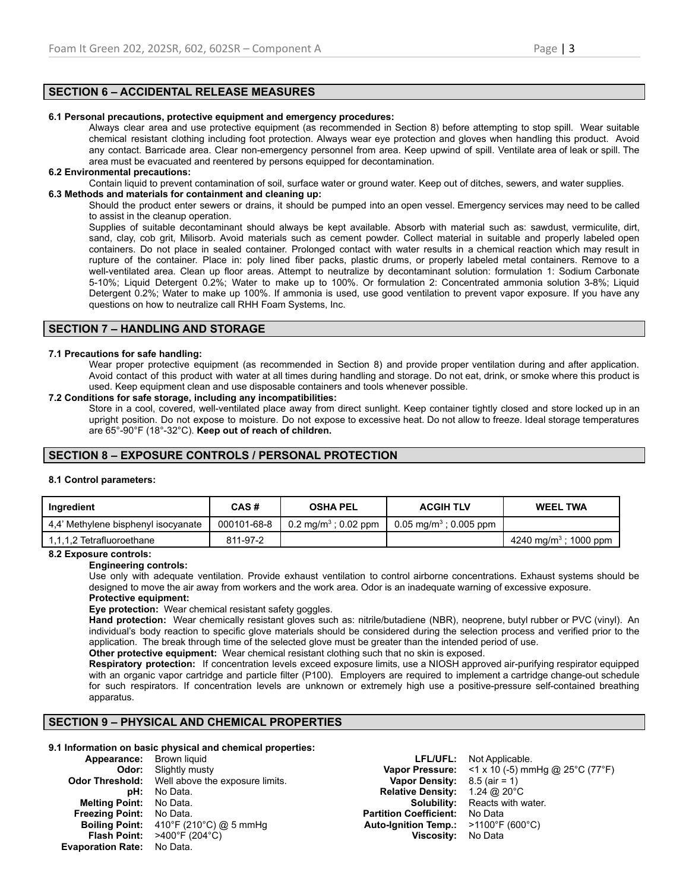## SECTION 6 – ACCIDENTAL RELEASE MEASURES

**6.1 Personal precautions, protective equipment and emergency procedures:**

Always clear area and use protective equipment (as recommended in Section 8) before attempting to stop spill. Wear suitable chemical resistant clothing including foot protection. Always wear eye protection and gloves when handling this product. Avoid any contact. Barricade area. Clear non-emergency personnel from area. Keep upwind of spill. Ventilate area of leak or spill. The area must be evacuated and reentered by persons equipped for decontamination.

**6.2 Environmental precautions:**

Contain liquid to prevent contamination of soil, surface water or ground water. Keep out of ditches, sewers, and water supplies.

**6.3 Methods and materials for containment and cleaning up:**

Should the product enter sewers or drains, it should be pumped into an open vessel. Emergency services may need to be called to assist in the cleanup operation.

Supplies of suitable decontaminant should always be kept available. Absorb with material such as: sawdust, vermiculite, dirt, sand, clay, cob grit, Milisorb. Avoid materials such as cement powder. Collect material in suitable and properly labeled open containers. Do not place in sealed container. Prolonged contact with water results in a chemical reaction which may result in rupture of the container. Place in: poly lined fiber packs, plastic drums, or properly labeled metal containers. Remove to a well-ventilated area. Clean up floor areas. Attempt to neutralize by decontaminant solution: formulation 1: Sodium Carbonate 5-10%; Liquid Detergent 0.2%; Water to make up to 100%. Or formulation 2: Concentrated ammonia solution 3-8%; Liquid Detergent 0.2%; Water to make up 100%. If ammonia is used, use good ventilation to prevent vapor exposure. If you have any questions on how to neutralize call RHH Foam Systems, Inc.

## SECTION 7 – HANDLING AND STORAGE

**7.1 Precautions for safe handling:**

Wear proper protective equipment (as recommended in Section 8) and provide proper ventilation during and after application. Avoid contact of this product with water at all times during handling and storage. Do not eat, drink, or smoke where this product is used. Keep equipment clean and use disposable containers and tools whenever possible.

**7.2 Conditions for safe storage, including any incompatibilities:**

Store in a cool, covered, well-ventilated place away from direct sunlight. Keep container tightly closed and store locked up in an upright position. Do not expose to moisture. Do not expose to excessive heat. Do not allow to freeze. Ideal storage temperatures are 65°-90°F (18°-32°C). **Keep out of reach of children.**

## SECTION 8 – EXPOSURE CONTROLS / PERSONAL PROTECTION

**8.1 Control parameters:**

| Ingredient | CAS # | OSHA PEL | ACGIH TLV | WEEL TWA |
|---|---|---|---|---|
| 4,4' Methylene bisphenyl isocyanate | 000101-68-8 | 0.2 mg/m$^3$ ; 0.02 ppm | 0.05 mg/m$^3$ ; 0.005 ppm | |
| 1,1,1,2 Tetrafluoroethane | 811-97-2 | | | 4240 mg/m$^3$ ; 1000 ppm |

**8.2 Exposure controls:**

**Engineering controls:**

Use only with adequate ventilation. Provide exhaust ventilation to control airborne concentrations. Exhaust systems should be designed to move the air away from workers and the work area. Odor is an inadequate warning of excessive exposure.

**Protective equipment:**

**Eye protection:** Wear chemical resistant safety goggles.

**Hand protection:** Wear chemically resistant gloves such as: nitrile/butadiene (NBR), neoprene, butyl rubber or PVC (vinyl). An individual's body reaction to specific glove materials should be considered during the selection process and verified prior to the application. The break through time of the selected glove must be greater than the intended period of use.

**Other protective equipment:** Wear chemical resistant clothing such that no skin is exposed.

**Respiratory protection:** If concentration levels exceed exposure limits, use a NIOSH approved air-purifying respirator equipped with an organic vapor cartridge and particle filter (P100). Employers are required to implement a cartridge change-out schedule for such respirators. If concentration levels are unknown or extremely high use a positive-pressure self-contained breathing apparatus.

## SECTION 9 – PHYSICAL AND CHEMICAL PROPERTIES

**9.1 Information on basic physical and chemical properties:**

**Appearance:** Brown liquid
**Odor:** Slightly musty
**Odor Threshold:** Well above the exposure limits.
**pH:** No Data.
**Melting Point:** No Data.
**Freezing Point:** No Data.
**Boiling Point:** 410°F (210°C) @ 5 mmHg
**Flash Point:** >400°F (204°C)
**Evaporation Rate:** No Data.
**LFL/UFL:** Not Applicable.
**Vapor Pressure:** <1 x 10 (-5) mmHg @ 25°C (77°F)
**Vapor Density:** 8.5 (air = 1)
**Relative Density:** 1.24 @ 20°C
**Solubility:** Reacts with water.
**Partition Coefficient:** No Data
**Auto-Ignition Temp.:** >1100°F (600°C)
**Viscosity:** No Data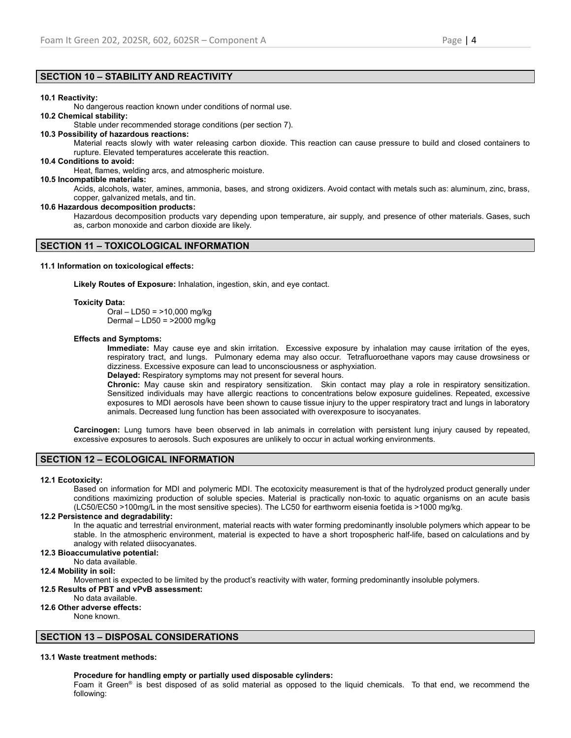## SECTION 10 – STABILITY AND REACTIVITY

**10.1 Reactivity:**

No dangerous reaction known under conditions of normal use.

**10.2 Chemical stability:**

Stable under recommended storage conditions (per section 7).

**10.3 Possibility of hazardous reactions:**

Material reacts slowly with water releasing carbon dioxide. This reaction can cause pressure to build and closed containers to rupture. Elevated temperatures accelerate this reaction.

**10.4 Conditions to avoid:**

Heat, flames, welding arcs, and atmospheric moisture.

**10.5 Incompatible materials:**

Acids, alcohols, water, amines, ammonia, bases, and strong oxidizers. Avoid contact with metals such as: aluminum, zinc, brass, copper, galvanized metals, and tin.

**10.6 Hazardous decomposition products:**

Hazardous decomposition products vary depending upon temperature, air supply, and presence of other materials. Gases, such as, carbon monoxide and carbon dioxide are likely.

## SECTION 11 – TOXICOLOGICAL INFORMATION

**11.1 Information on toxicological effects:**

**Likely Routes of Exposure:** Inhalation, ingestion, skin, and eye contact.

**Toxicity Data:**

Oral – LD50 = >10,000 mg/kg
Dermal – LD50 = >2000 mg/kg

**Effects and Symptoms:**

**Immediate:** May cause eye and skin irritation. Excessive exposure by inhalation may cause irritation of the eyes, respiratory tract, and lungs. Pulmonary edema may also occur. Tetrafluoroethane vapors may cause drowsiness or dizziness. Excessive exposure can lead to unconsciousness or asphyxiation.

**Delayed:** Respiratory symptoms may not present for several hours.

**Chronic:** May cause skin and respiratory sensitization. Skin contact may play a role in respiratory sensitization. Sensitized individuals may have allergic reactions to concentrations below exposure guidelines. Repeated, excessive exposures to MDI aerosols have been shown to cause tissue injury to the upper respiratory tract and lungs in laboratory animals. Decreased lung function has been associated with overexposure to isocyanates.

**Carcinogen:** Lung tumors have been observed in lab animals in correlation with persistent lung injury caused by repeated, excessive exposures to aerosols. Such exposures are unlikely to occur in actual working environments.

## SECTION 12 – ECOLOGICAL INFORMATION

**12.1 Ecotoxicity:**

Based on information for MDI and polymeric MDI. The ecotoxicity measurement is that of the hydrolyzed product generally under conditions maximizing production of soluble species. Material is practically non-toxic to aquatic organisms on an acute basis (LC50/EC50 >100mg/L in the most sensitive species). The LC50 for earthworm eisenia foetida is >1000 mg/kg.

**12.2 Persistence and degradability:**

In the aquatic and terrestrial environment, material reacts with water forming predominantly insoluble polymers which appear to be stable. In the atmospheric environment, material is expected to have a short tropospheric half-life, based on calculations and by analogy with related diisocyanates.

**12.3 Bioaccumulative potential:**

No data available.

**12.4 Mobility in soil:**

Movement is expected to be limited by the product's reactivity with water, forming predominantly insoluble polymers.

**12.5 Results of PBT and vPvB assessment:**

No data available.

**12.6 Other adverse effects:**

None known.

## SECTION 13 – DISPOSAL CONSIDERATIONS

**13.1 Waste treatment methods:**

**Procedure for handling empty or partially used disposable cylinders:**

Foam it Green® is best disposed of as solid material as opposed to the liquid chemicals. To that end, we recommend the following: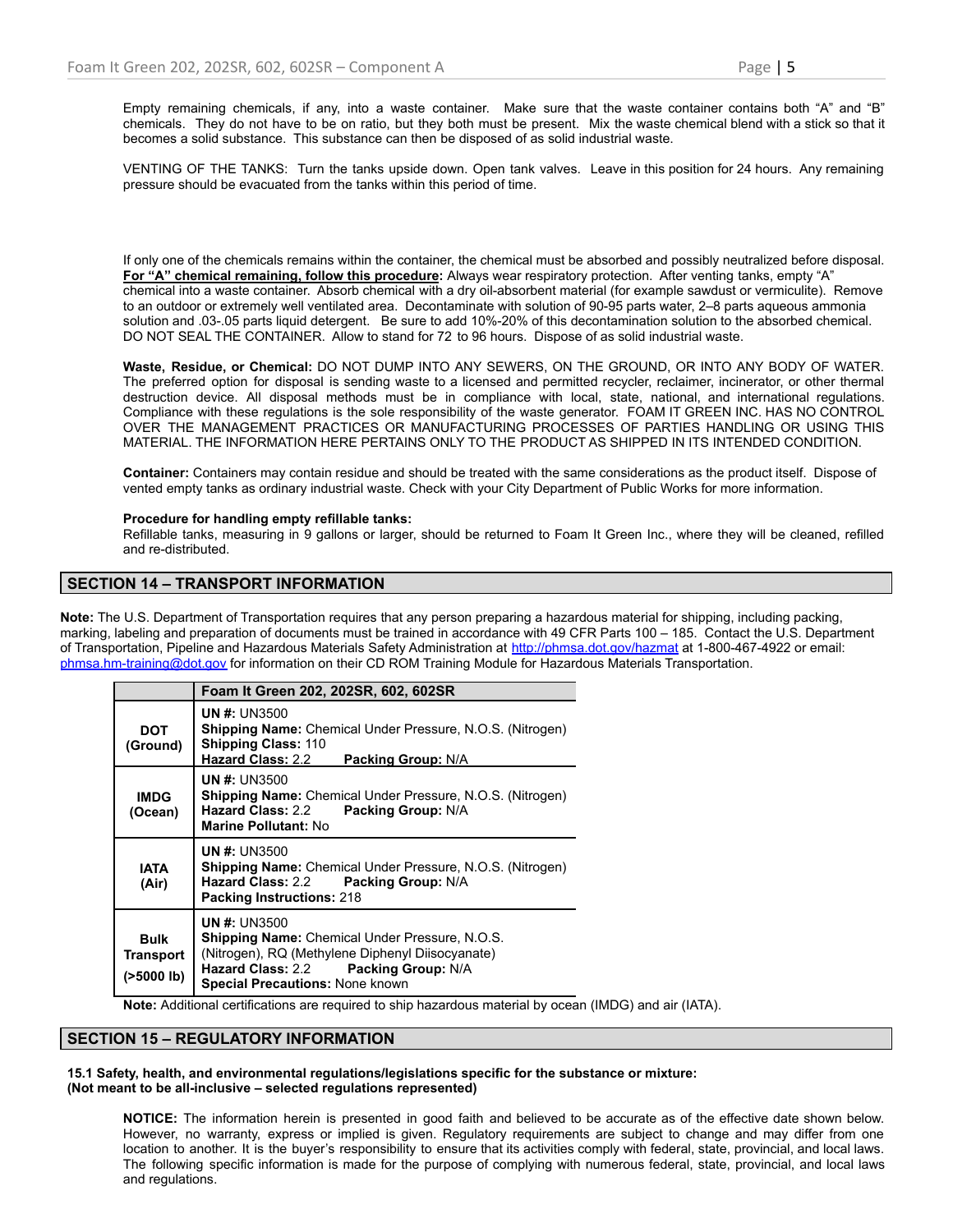Empty remaining chemicals, if any, into a waste container. Make sure that the waste container contains both "A" and "B" chemicals. They do not have to be on ratio, but they both must be present. Mix the waste chemical blend with a stick so that it becomes a solid substance. This substance can then be disposed of as solid industrial waste.

VENTING OF THE TANKS: Turn the tanks upside down. Open tank valves. Leave in this position for 24 hours. Any remaining pressure should be evacuated from the tanks within this period of time.

If only one of the chemicals remains within the container, the chemical must be absorbed and possibly neutralized before disposal. **For "A" chemical remaining, follow this procedure:** Always wear respiratory protection. After venting tanks, empty "A" chemical into a waste container. Absorb chemical with a dry oil-absorbent material (for example sawdust or vermiculite). Remove to an outdoor or extremely well ventilated area. Decontaminate with solution of 90-95 parts water, 2–8 parts aqueous ammonia solution and .03-.05 parts liquid detergent. Be sure to add 10%-20% of this decontamination solution to the absorbed chemical. DO NOT SEAL THE CONTAINER. Allow to stand for 72 to 96 hours. Dispose of as solid industrial waste.

**Waste, Residue, or Chemical:** DO NOT DUMP INTO ANY SEWERS, ON THE GROUND, OR INTO ANY BODY OF WATER. The preferred option for disposal is sending waste to a licensed and permitted recycler, reclaimer, incinerator, or other thermal destruction device. All disposal methods must be in compliance with local, state, national, and international regulations. Compliance with these regulations is the sole responsibility of the waste generator. FOAM IT GREEN INC. HAS NO CONTROL OVER THE MANAGEMENT PRACTICES OR MANUFACTURING PROCESSES OF PARTIES HANDLING OR USING THIS MATERIAL. THE INFORMATION HERE PERTAINS ONLY TO THE PRODUCT AS SHIPPED IN ITS INTENDED CONDITION.

**Container:** Containers may contain residue and should be treated with the same considerations as the product itself. Dispose of vented empty tanks as ordinary industrial waste. Check with your City Department of Public Works for more information.

**Procedure for handling empty refillable tanks:**
Refillable tanks, measuring in 9 gallons or larger, should be returned to Foam It Green Inc., where they will be cleaned, refilled and re-distributed.

## SECTION 14 – TRANSPORT INFORMATION

**Note:** The U.S. Department of Transportation requires that any person preparing a hazardous material for shipping, including packing, marking, labeling and preparation of documents must be trained in accordance with 49 CFR Parts 100 – 185. Contact the U.S. Department of Transportation, Pipeline and Hazardous Materials Safety Administration at http://phmsa.dot.gov/hazmat at 1-800-467-4922 or email: phmsa.hm-training@dot.gov for information on their CD ROM Training Module for Hazardous Materials Transportation.

| | **Foam It Green 202, 202SR, 602, 602SR** |
|---|---|
| **DOT (Ground)** | **UN #:** UN3500<br>**Shipping Name:** Chemical Under Pressure, N.O.S. (Nitrogen)<br>**Shipping Class:** 110<br>**Hazard Class:** 2.2 **Packing Group:** N/A |
| **IMDG (Ocean)** | **UN #:** UN3500<br>**Shipping Name:** Chemical Under Pressure, N.O.S. (Nitrogen)<br>**Hazard Class:** 2.2 **Packing Group:** N/A<br>**Marine Pollutant:** No |
| **IATA (Air)** | **UN #:** UN3500<br>**Shipping Name:** Chemical Under Pressure, N.O.S. (Nitrogen)<br>**Hazard Class:** 2.2 **Packing Group:** N/A<br>**Packing Instructions:** 218 |
| **Bulk Transport (>5000 lb)** | **UN #:** UN3500<br>**Shipping Name:** Chemical Under Pressure, N.O.S. (Nitrogen), RQ (Methylene Diphenyl Diisocyanate)<br>**Hazard Class:** 2.2 **Packing Group:** N/A<br>**Special Precautions:** None known |

**Note:** Additional certifications are required to ship hazardous material by ocean (IMDG) and air (IATA).

## SECTION 15 – REGULATORY INFORMATION

**15.1 Safety, health, and environmental regulations/legislations specific for the substance or mixture:**
**(Not meant to be all-inclusive – selected regulations represented)**

**NOTICE:** The information herein is presented in good faith and believed to be accurate as of the effective date shown below. However, no warranty, express or implied is given. Regulatory requirements are subject to change and may differ from one location to another. It is the buyer's responsibility to ensure that its activities comply with federal, state, provincial, and local laws. The following specific information is made for the purpose of complying with numerous federal, state, provincial, and local laws and regulations.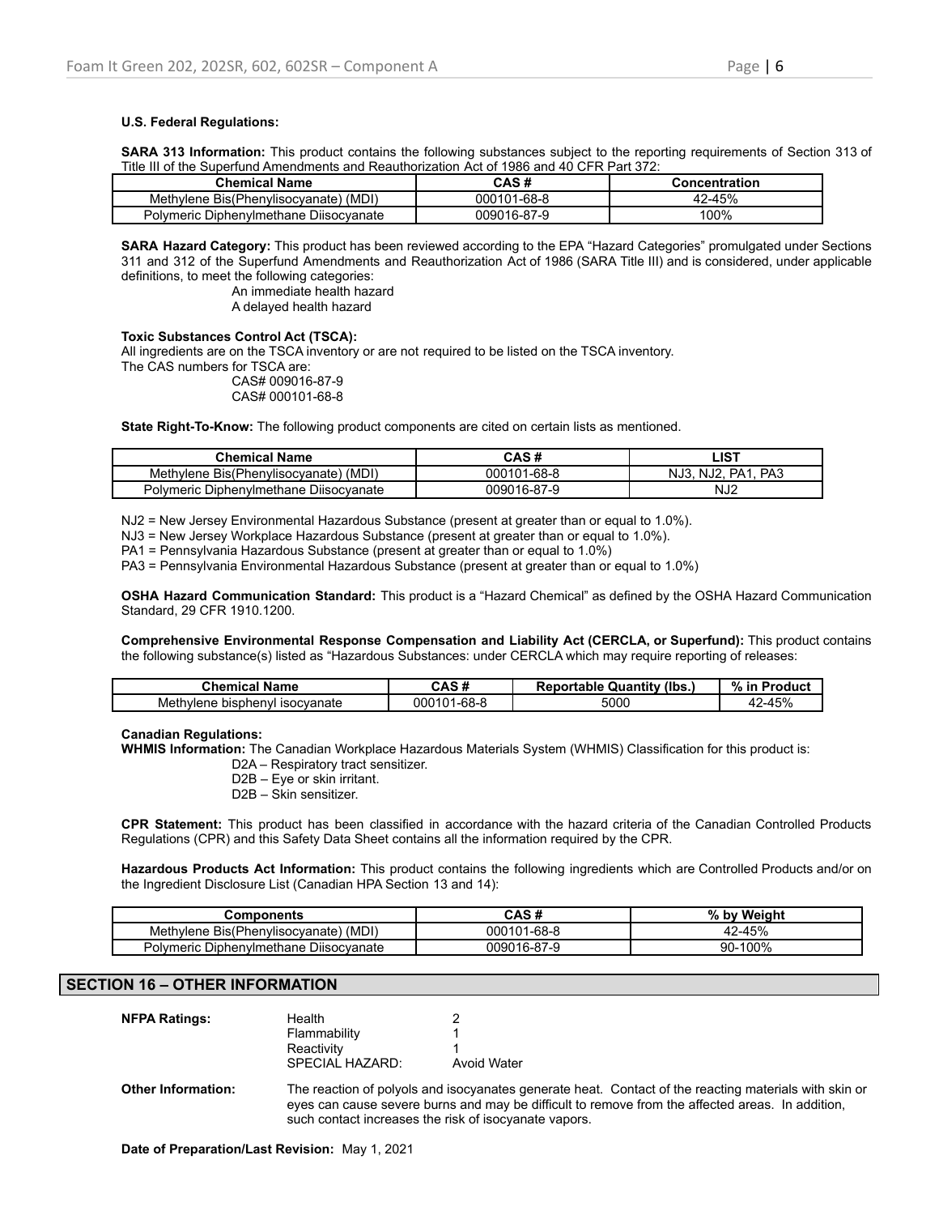**U.S. Federal Regulations:**

**SARA 313 Information:** This product contains the following substances subject to the reporting requirements of Section 313 of Title III of the Superfund Amendments and Reauthorization Act of 1986 and 40 CFR Part 372:

| Chemical Name | CAS # | Concentration |
|---|---|---|
| Methylene Bis(Phenylisocyanate) (MDI) | 000101-68-8 | 42-45% |
| Polymeric Diphenylmethane Diisocyanate | 009016-87-9 | 100% |

**SARA Hazard Category:** This product has been reviewed according to the EPA "Hazard Categories" promulgated under Sections 311 and 312 of the Superfund Amendments and Reauthorization Act of 1986 (SARA Title III) and is considered, under applicable definitions, to meet the following categories:

An immediate health hazard
A delayed health hazard

**Toxic Substances Control Act (TSCA):**
All ingredients are on the TSCA inventory or are not required to be listed on the TSCA inventory.
The CAS numbers for TSCA are:

CAS# 009016-87-9
CAS# 000101-68-8

**State Right-To-Know:** The following product components are cited on certain lists as mentioned.

| Chemical Name | CAS # | LIST |
|---|---|---|
| Methylene Bis(Phenylisocyanate) (MDI) | 000101-68-8 | NJ3, NJ2, PA1, PA3 |
| Polymeric Diphenylmethane Diisocyanate | 009016-87-9 | NJ2 |

NJ2 = New Jersey Environmental Hazardous Substance (present at greater than or equal to 1.0%).
NJ3 = New Jersey Workplace Hazardous Substance (present at greater than or equal to 1.0%).
PA1 = Pennsylvania Hazardous Substance (present at greater than or equal to 1.0%)
PA3 = Pennsylvania Environmental Hazardous Substance (present at greater than or equal to 1.0%)

**OSHA Hazard Communication Standard:** This product is a "Hazard Chemical" as defined by the OSHA Hazard Communication Standard, 29 CFR 1910.1200.

**Comprehensive Environmental Response Compensation and Liability Act (CERCLA, or Superfund):** This product contains the following substance(s) listed as "Hazardous Substances: under CERCLA which may require reporting of releases:

| Chemical Name | CAS # | Reportable Quantity (lbs.) | % in Product |
|---|---|---|---|
| Methylene bisphenyl isocyanate | 000101-68-8 | 5000 | 42-45% |

**Canadian Regulations:**
**WHMIS Information:** The Canadian Workplace Hazardous Materials System (WHMIS) Classification for this product is:

D2A – Respiratory tract sensitizer.
D2B – Eye or skin irritant.
D2B – Skin sensitizer.

**CPR Statement:** This product has been classified in accordance with the hazard criteria of the Canadian Controlled Products Regulations (CPR) and this Safety Data Sheet contains all the information required by the CPR.

**Hazardous Products Act Information:** This product contains the following ingredients which are Controlled Products and/or on the Ingredient Disclosure List (Canadian HPA Section 13 and 14):

| Components | CAS # | % by Weight |
|---|---|---|
| Methylene Bis(Phenylisocyanate) (MDI) | 000101-68-8 | 42-45% |
| Polymeric Diphenylmethane Diisocyanate | 009016-87-9 | 90-100% |

## SECTION 16 – OTHER INFORMATION

**NFPA Ratings:**

| | |
|---|---|
| Health | 2 |
| Flammability | 1 |
| Reactivity | 1 |
| SPECIAL HAZARD: | Avoid Water |

**Other Information:** The reaction of polyols and isocyanates generate heat. Contact of the reacting materials with skin or eyes can cause severe burns and may be difficult to remove from the affected areas. In addition, such contact increases the risk of isocyanate vapors.

**Date of Preparation/Last Revision:** May 1, 2021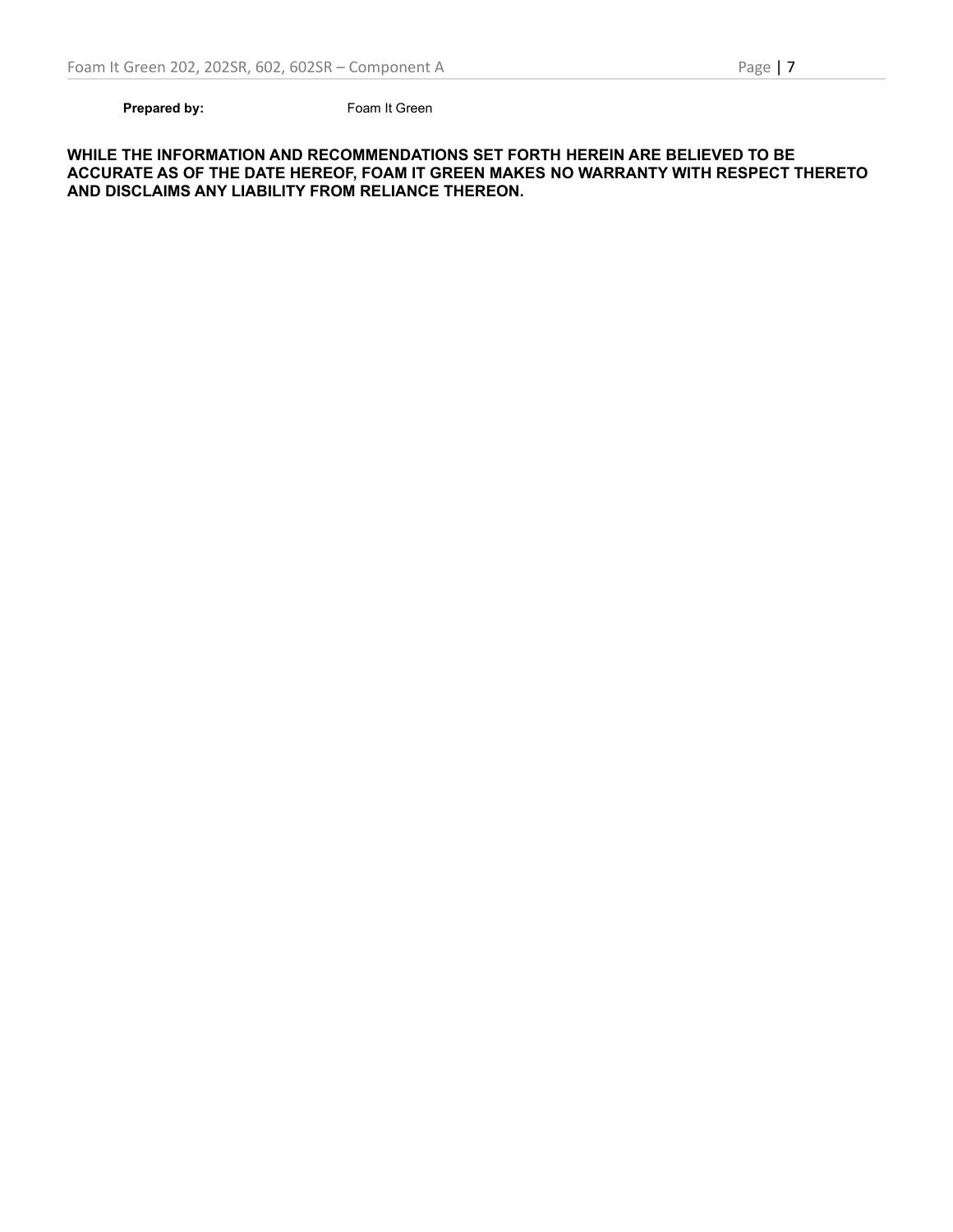**Prepared by:** Foam It Green

**WHILE THE INFORMATION AND RECOMMENDATIONS SET FORTH HEREIN ARE BELIEVED TO BE ACCURATE AS OF THE DATE HEREOF, FOAM IT GREEN MAKES NO WARRANTY WITH RESPECT THERETO AND DISCLAIMS ANY LIABILITY FROM RELIANCE THEREON.**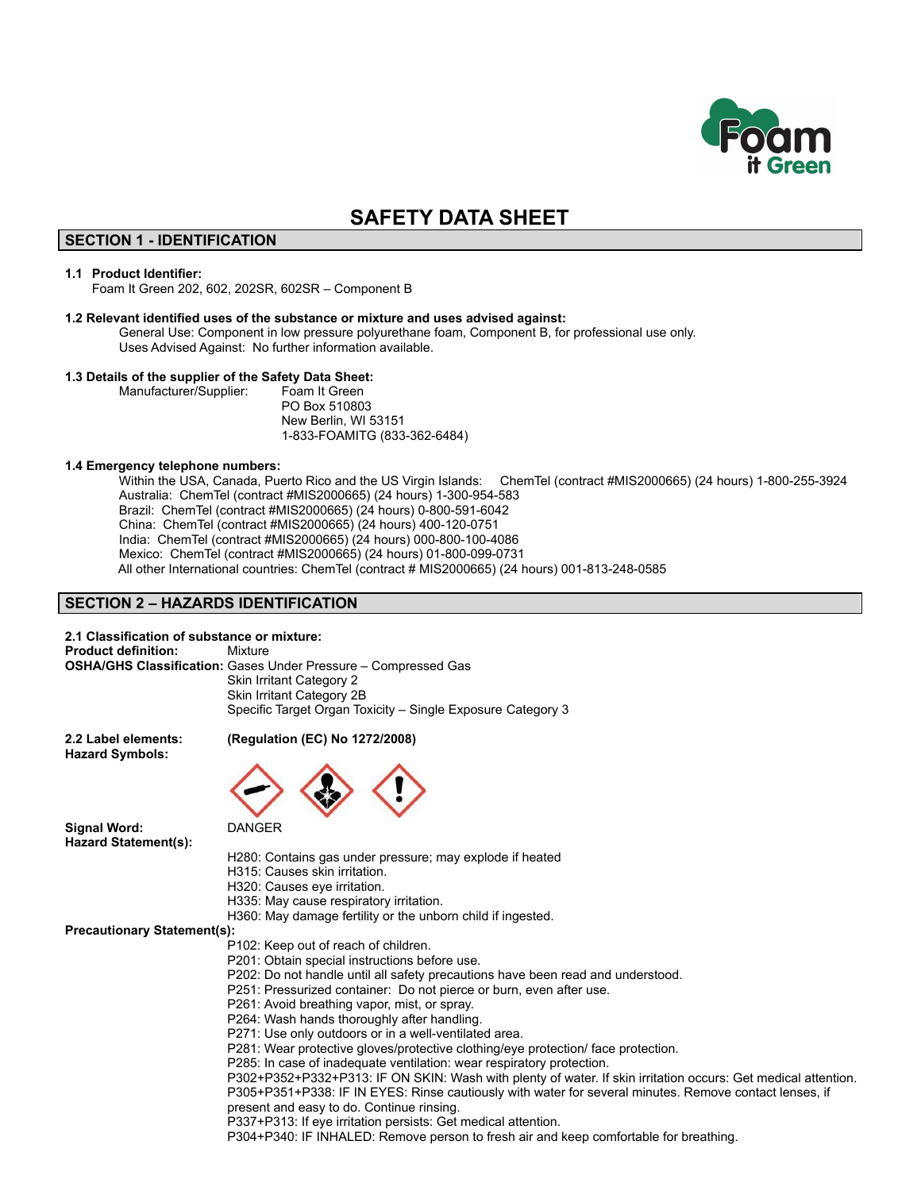# SAFETY DATA SHEET

## SECTION 1 - IDENTIFICATION

**1.1 Product Identifier:**
Foam It Green 202, 602, 202SR, 602SR – Component B

**1.2 Relevant identified uses of the substance or mixture and uses advised against:**
General Use: Component in low pressure polyurethane foam, Component B, for professional use only.
Uses Advised Against: No further information available.

**1.3 Details of the supplier of the Safety Data Sheet:**
Manufacturer/Supplier: Foam It Green
PO Box 510803
New Berlin, WI 53151
1-833-FOAMITG (833-362-6484)

**1.4 Emergency telephone numbers:**
Within the USA, Canada, Puerto Rico and the US Virgin Islands: ChemTel (contract #MIS2000665) (24 hours) 1-800-255-3924
Australia: ChemTel (contract #MIS2000665) (24 hours) 1-300-954-583
Brazil: ChemTel (contract #MIS2000665) (24 hours) 0-800-591-6042
China: ChemTel (contract #MIS2000665) (24 hours) 400-120-0751
India: ChemTel (contract #MIS2000665) (24 hours) 000-800-100-4086
Mexico: ChemTel (contract #MIS2000665) (24 hours) 01-800-099-0731
All other International countries: ChemTel (contract # MIS2000665) (24 hours) 001-813-248-0585

## SECTION 2 – HAZARDS IDENTIFICATION

**2.1 Classification of substance or mixture:**
**Product definition:** Mixture
**OSHA/GHS Classification:** Gases Under Pressure – Compressed Gas
Skin Irritant Category 2
Skin Irritant Category 2B
Specific Target Organ Toxicity – Single Exposure Category 3

**2.2 Label elements:** **(Regulation (EC) No 1272/2008)**
**Hazard Symbols:**

**Signal Word:** DANGER
**Hazard Statement(s):**
H280: Contains gas under pressure; may explode if heated
H315: Causes skin irritation.
H320: Causes eye irritation.
H335: May cause respiratory irritation.
H360: May damage fertility or the unborn child if ingested.

**Precautionary Statement(s):**
P102: Keep out of reach of children.
P201: Obtain special instructions before use.
P202: Do not handle until all safety precautions have been read and understood.
P251: Pressurized container: Do not pierce or burn, even after use.
P261: Avoid breathing vapor, mist, or spray.
P264: Wash hands thoroughly after handling.
P271: Use only outdoors or in a well-ventilated area.
P281: Wear protective gloves/protective clothing/eye protection/ face protection.
P285: In case of inadequate ventilation: wear respiratory protection.
P302+P352+P332+P313: IF ON SKIN: Wash with plenty of water. If skin irritation occurs: Get medical attention.
P305+P351+P338: IF IN EYES: Rinse cautiously with water for several minutes. Remove contact lenses, if present and easy to do. Continue rinsing.
P337+P313: If eye irritation persists: Get medical attention.
P304+P340: IF INHALED: Remove person to fresh air and keep comfortable for breathing.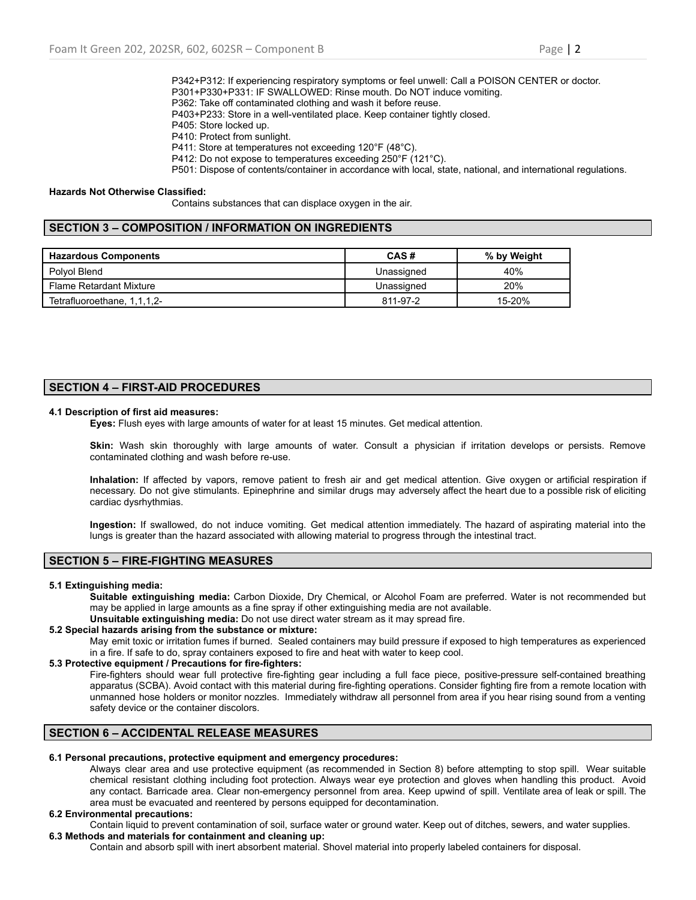P342+P312: If experiencing respiratory symptoms or feel unwell: Call a POISON CENTER or doctor.
P301+P330+P331: IF SWALLOWED: Rinse mouth. Do NOT induce vomiting.
P362: Take off contaminated clothing and wash it before reuse.
P403+P233: Store in a well-ventilated place. Keep container tightly closed.
P405: Store locked up.
P410: Protect from sunlight.
P411: Store at temperatures not exceeding 120°F (48°C).
P412: Do not expose to temperatures exceeding 250°F (121°C).
P501: Dispose of contents/container in accordance with local, state, national, and international regulations.

**Hazards Not Otherwise Classified:**

Contains substances that can displace oxygen in the air.

## SECTION 3 – COMPOSITION / INFORMATION ON INGREDIENTS

| Hazardous Components | CAS # | % by Weight |
|---|---|---|
| Polyol Blend | Unassigned | 40% |
| Flame Retardant Mixture | Unassigned | 20% |
| Tetrafluoroethane, 1,1,1,2- | 811-97-2 | 15-20% |

## SECTION 4 – FIRST-AID PROCEDURES

**4.1 Description of first aid measures:**

**Eyes:** Flush eyes with large amounts of water for at least 15 minutes. Get medical attention.

**Skin:** Wash skin thoroughly with large amounts of water. Consult a physician if irritation develops or persists. Remove contaminated clothing and wash before re-use.

**Inhalation:** If affected by vapors, remove patient to fresh air and get medical attention. Give oxygen or artificial respiration if necessary. Do not give stimulants. Epinephrine and similar drugs may adversely affect the heart due to a possible risk of eliciting cardiac dysrhythmias.

**Ingestion:** If swallowed, do not induce vomiting. Get medical attention immediately. The hazard of aspirating material into the lungs is greater than the hazard associated with allowing material to progress through the intestinal tract.

## SECTION 5 – FIRE-FIGHTING MEASURES

**5.1 Extinguishing media:**

**Suitable extinguishing media:** Carbon Dioxide, Dry Chemical, or Alcohol Foam are preferred. Water is not recommended but may be applied in large amounts as a fine spray if other extinguishing media are not available.

**Unsuitable extinguishing media:** Do not use direct water stream as it may spread fire.

**5.2 Special hazards arising from the substance or mixture:**

May emit toxic or irritation fumes if burned. Sealed containers may build pressure if exposed to high temperatures as experienced in a fire. If safe to do, spray containers exposed to fire and heat with water to keep cool.

**5.3 Protective equipment / Precautions for fire-fighters:**

Fire-fighters should wear full protective fire-fighting gear including a full face piece, positive-pressure self-contained breathing apparatus (SCBA). Avoid contact with this material during fire-fighting operations. Consider fighting fire from a remote location with unmanned hose holders or monitor nozzles. Immediately withdraw all personnel from area if you hear rising sound from a venting safety device or the container discolors.

## SECTION 6 – ACCIDENTAL RELEASE MEASURES

**6.1 Personal precautions, protective equipment and emergency procedures:**

Always clear area and use protective equipment (as recommended in Section 8) before attempting to stop spill. Wear suitable chemical resistant clothing including foot protection. Always wear eye protection and gloves when handling this product. Avoid any contact. Barricade area. Clear non-emergency personnel from area. Keep upwind of spill. Ventilate area of leak or spill. The area must be evacuated and reentered by persons equipped for decontamination.

**6.2 Environmental precautions:**

Contain liquid to prevent contamination of soil, surface water or ground water. Keep out of ditches, sewers, and water supplies.

**6.3 Methods and materials for containment and cleaning up:**

Contain and absorb spill with inert absorbent material. Shovel material into properly labeled containers for disposal.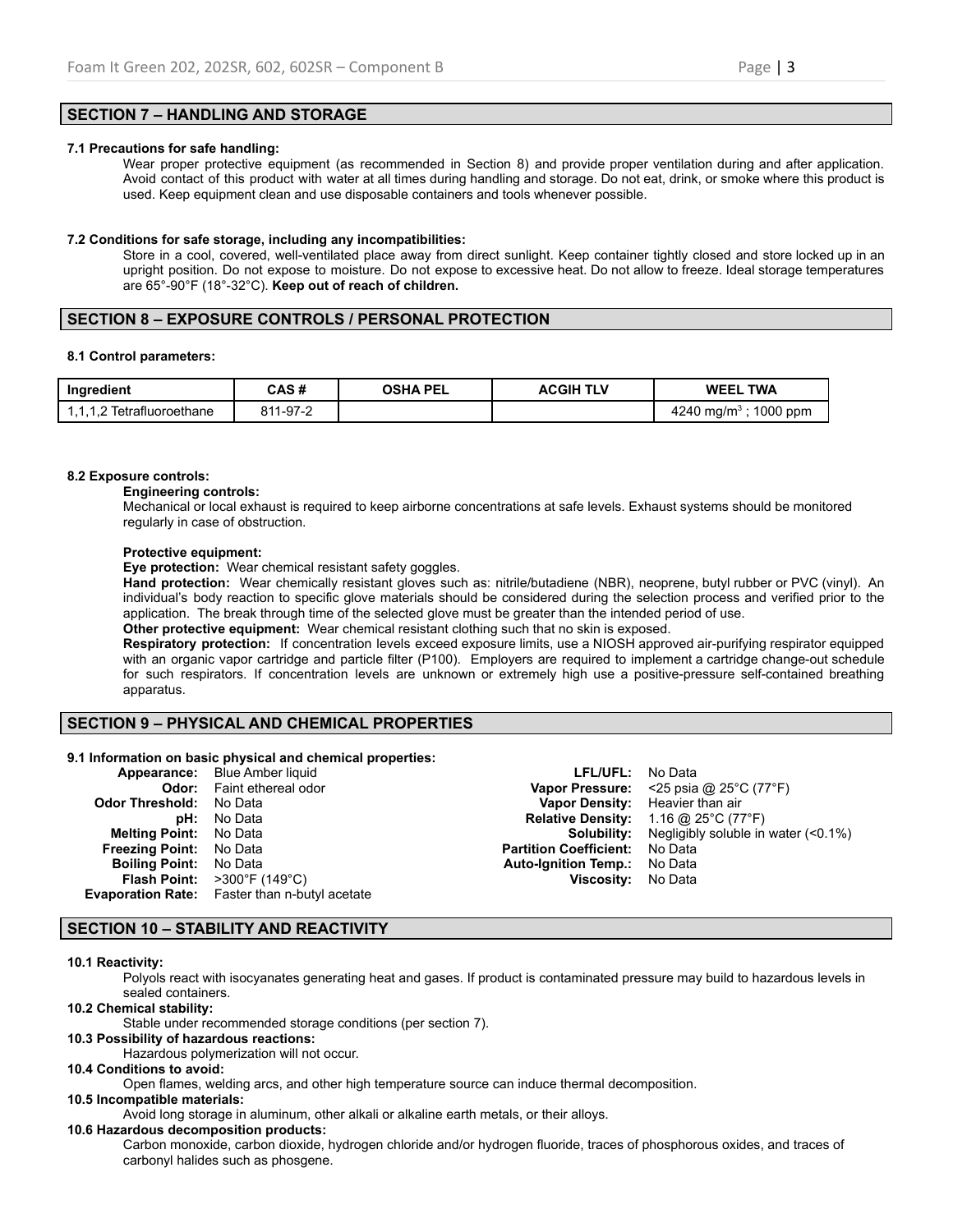## SECTION 7 – HANDLING AND STORAGE

**7.1 Precautions for safe handling:**

Wear proper protective equipment (as recommended in Section 8) and provide proper ventilation during and after application. Avoid contact of this product with water at all times during handling and storage. Do not eat, drink, or smoke where this product is used. Keep equipment clean and use disposable containers and tools whenever possible.

**7.2 Conditions for safe storage, including any incompatibilities:**

Store in a cool, covered, well-ventilated place away from direct sunlight. Keep container tightly closed and store locked up in an upright position. Do not expose to moisture. Do not expose to excessive heat. Do not allow to freeze. Ideal storage temperatures are 65°-90°F (18°-32°C). **Keep out of reach of children.**

## SECTION 8 – EXPOSURE CONTROLS / PERSONAL PROTECTION

**8.1 Control parameters:**

| Ingredient | CAS # | OSHA PEL | ACGIH TLV | WEEL TWA |
|---|---|---|---|---|
| 1,1,1,2 Tetrafluoroethane | 811-97-2 | | | 4240 mg/m$^3$ ; 1000 ppm |

**8.2 Exposure controls:**

**Engineering controls:**

Mechanical or local exhaust is required to keep airborne concentrations at safe levels. Exhaust systems should be monitored regularly in case of obstruction.

**Protective equipment:**

**Eye protection:** Wear chemical resistant safety goggles.

**Hand protection:** Wear chemically resistant gloves such as: nitrile/butadiene (NBR), neoprene, butyl rubber or PVC (vinyl). An individual's body reaction to specific glove materials should be considered during the selection process and verified prior to the application. The break through time of the selected glove must be greater than the intended period of use.

**Other protective equipment:** Wear chemical resistant clothing such that no skin is exposed.

**Respiratory protection:** If concentration levels exceed exposure limits, use a NIOSH approved air-purifying respirator equipped with an organic vapor cartridge and particle filter (P100). Employers are required to implement a cartridge change-out schedule for such respirators. If concentration levels are unknown or extremely high use a positive-pressure self-contained breathing apparatus.

## SECTION 9 – PHYSICAL AND CHEMICAL PROPERTIES

**9.1 Information on basic physical and chemical properties:**

**Appearance:** Blue Amber liquid
**Odor:** Faint ethereal odor
**Odor Threshold:** No Data
**pH:** No Data
**Melting Point:** No Data
**Freezing Point:** No Data
**Boiling Point:** No Data
**Flash Point:** >300°F (149°C)
**Evaporation Rate:** Faster than n-butyl acetate
**LFL/UFL:** No Data
**Vapor Pressure:** <25 psia @ 25°C (77°F)
**Vapor Density:** Heavier than air
**Relative Density:** 1.16 @ 25°C (77°F)
**Solubility:** Negligibly soluble in water (<0.1%)
**Partition Coefficient:** No Data
**Auto-Ignition Temp.:** No Data
**Viscosity:** No Data

## SECTION 10 – STABILITY AND REACTIVITY

**10.1 Reactivity:**

Polyols react with isocyanates generating heat and gases. If product is contaminated pressure may build to hazardous levels in sealed containers.

**10.2 Chemical stability:**

Stable under recommended storage conditions (per section 7).

**10.3 Possibility of hazardous reactions:**

Hazardous polymerization will not occur.

**10.4 Conditions to avoid:**

Open flames, welding arcs, and other high temperature source can induce thermal decomposition.

**10.5 Incompatible materials:**

Avoid long storage in aluminum, other alkali or alkaline earth metals, or their alloys.

**10.6 Hazardous decomposition products:**

Carbon monoxide, carbon dioxide, hydrogen chloride and/or hydrogen fluoride, traces of phosphorous oxides, and traces of carbonyl halides such as phosgene.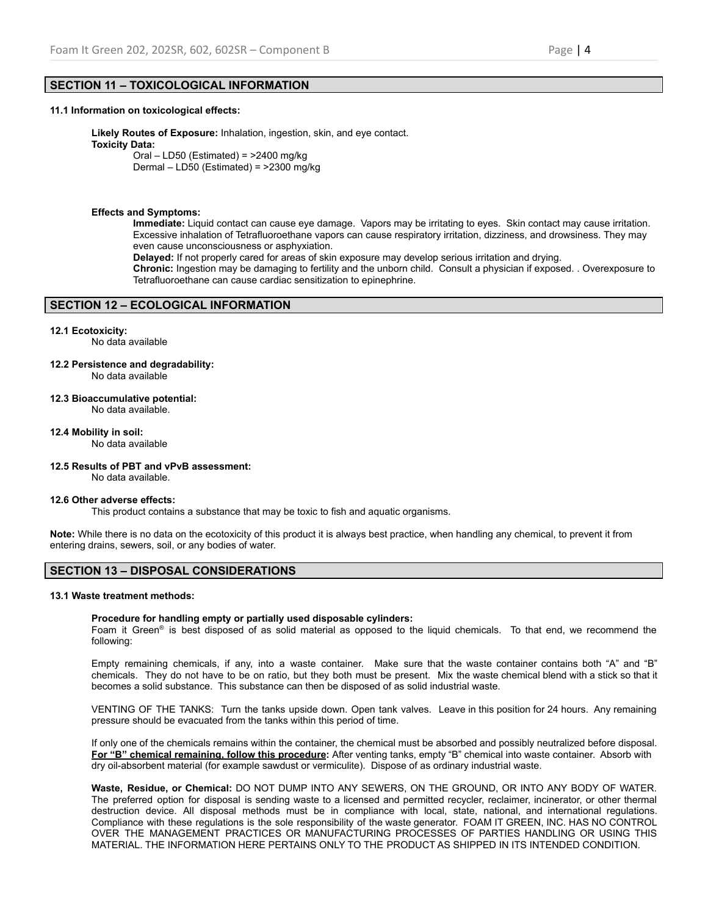## SECTION 11 – TOXICOLOGICAL INFORMATION

**11.1 Information on toxicological effects:**

**Likely Routes of Exposure:** Inhalation, ingestion, skin, and eye contact.

**Toxicity Data:**

Oral – LD50 (Estimated) = >2400 mg/kg
Dermal – LD50 (Estimated) = >2300 mg/kg

**Effects and Symptoms:**

**Immediate:** Liquid contact can cause eye damage. Vapors may be irritating to eyes. Skin contact may cause irritation. Excessive inhalation of Tetrafluoroethane vapors can cause respiratory irritation, dizziness, and drowsiness. They may even cause unconsciousness or asphyxiation.

**Delayed:** If not properly cared for areas of skin exposure may develop serious irritation and drying.

**Chronic:** Ingestion may be damaging to fertility and the unborn child. Consult a physician if exposed. . Overexposure to Tetrafluoroethane can cause cardiac sensitization to epinephrine.

## SECTION 12 – ECOLOGICAL INFORMATION

**12.1 Ecotoxicity:**
No data available

**12.2 Persistence and degradability:**
No data available

**12.3 Bioaccumulative potential:**
No data available.

**12.4 Mobility in soil:**
No data available

**12.5 Results of PBT and vPvB assessment:**
No data available.

**12.6 Other adverse effects:**
This product contains a substance that may be toxic to fish and aquatic organisms.

**Note:** While there is no data on the ecotoxicity of this product it is always best practice, when handling any chemical, to prevent it from entering drains, sewers, soil, or any bodies of water.

## SECTION 13 – DISPOSAL CONSIDERATIONS

**13.1 Waste treatment methods:**

**Procedure for handling empty or partially used disposable cylinders:**
Foam it Green® is best disposed of as solid material as opposed to the liquid chemicals. To that end, we recommend the following:

Empty remaining chemicals, if any, into a waste container. Make sure that the waste container contains both "A" and "B" chemicals. They do not have to be on ratio, but they both must be present. Mix the waste chemical blend with a stick so that it becomes a solid substance. This substance can then be disposed of as solid industrial waste.

VENTING OF THE TANKS: Turn the tanks upside down. Open tank valves. Leave in this position for 24 hours. Any remaining pressure should be evacuated from the tanks within this period of time.

If only one of the chemicals remains within the container, the chemical must be absorbed and possibly neutralized before disposal. **For "B" chemical remaining, follow this procedure:** After venting tanks, empty "B" chemical into waste container. Absorb with dry oil-absorbent material (for example sawdust or vermiculite). Dispose of as ordinary industrial waste.

**Waste, Residue, or Chemical:** DO NOT DUMP INTO ANY SEWERS, ON THE GROUND, OR INTO ANY BODY OF WATER. The preferred option for disposal is sending waste to a licensed and permitted recycler, reclaimer, incinerator, or other thermal destruction device. All disposal methods must be in compliance with local, state, national, and international regulations. Compliance with these regulations is the sole responsibility of the waste generator. FOAM IT GREEN, INC. HAS NO CONTROL OVER THE MANAGEMENT PRACTICES OR MANUFACTURING PROCESSES OF PARTIES HANDLING OR USING THIS MATERIAL. THE INFORMATION HERE PERTAINS ONLY TO THE PRODUCT AS SHIPPED IN ITS INTENDED CONDITION.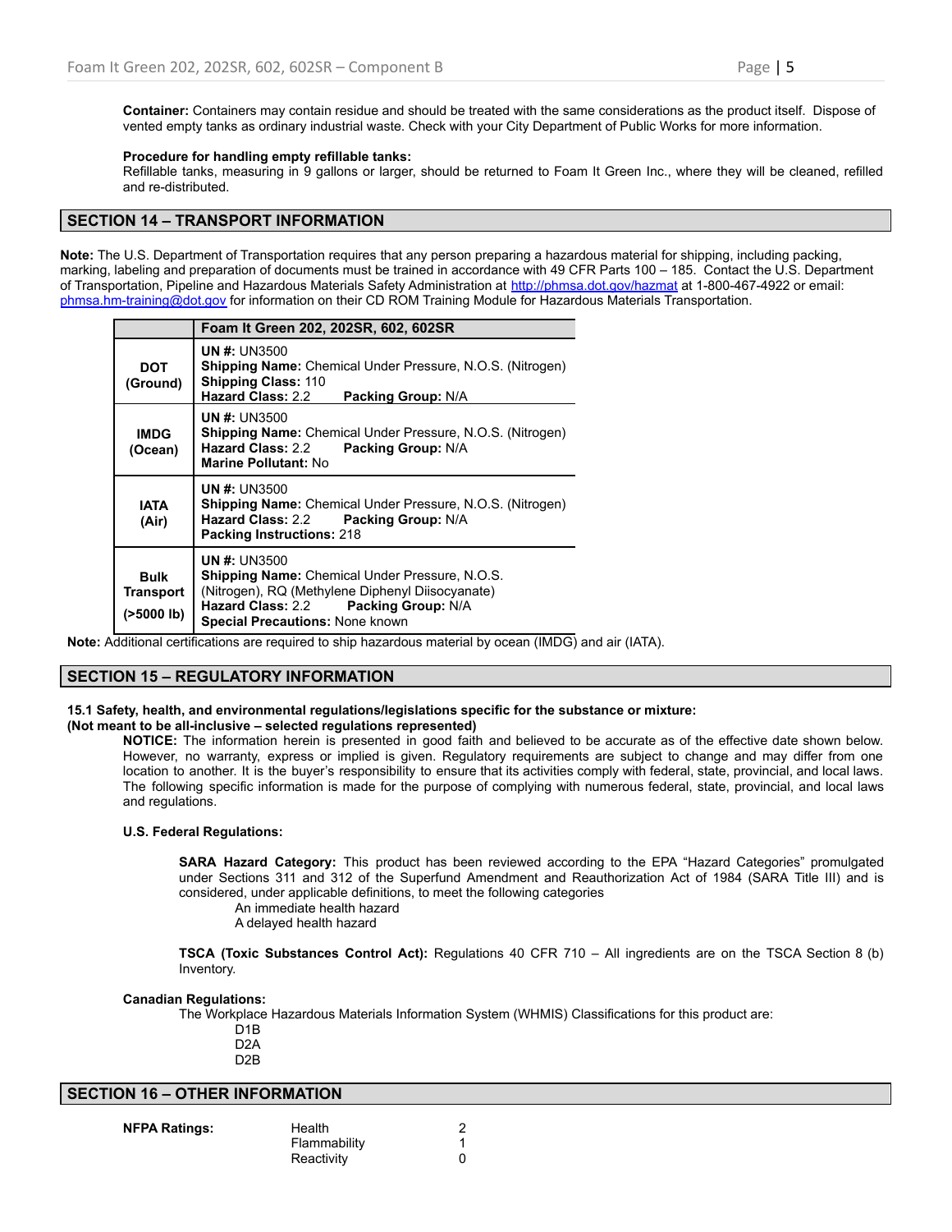**Container:** Containers may contain residue and should be treated with the same considerations as the product itself. Dispose of vented empty tanks as ordinary industrial waste. Check with your City Department of Public Works for more information.

**Procedure for handling empty refillable tanks:**
Refillable tanks, measuring in 9 gallons or larger, should be returned to Foam It Green Inc., where they will be cleaned, refilled and re-distributed.

## SECTION 14 – TRANSPORT INFORMATION

**Note:** The U.S. Department of Transportation requires that any person preparing a hazardous material for shipping, including packing, marking, labeling and preparation of documents must be trained in accordance with 49 CFR Parts 100 – 185. Contact the U.S. Department of Transportation, Pipeline and Hazardous Materials Safety Administration at http://phmsa.dot.gov/hazmat at 1-800-467-4922 or email: phmsa.hm-training@dot.gov for information on their CD ROM Training Module for Hazardous Materials Transportation.

| | Foam It Green 202, 202SR, 602, 602SR |
|---|---|
| **DOT (Ground)** | **UN #:** UN3500<br>**Shipping Name:** Chemical Under Pressure, N.O.S. (Nitrogen)<br>**Shipping Class:** 110<br>**Hazard Class:** 2.2 **Packing Group:** N/A |
| **IMDG (Ocean)** | **UN #:** UN3500<br>**Shipping Name:** Chemical Under Pressure, N.O.S. (Nitrogen)<br>**Hazard Class:** 2.2 **Packing Group:** N/A<br>**Marine Pollutant:** No |
| **IATA (Air)** | **UN #:** UN3500<br>**Shipping Name:** Chemical Under Pressure, N.O.S. (Nitrogen)<br>**Hazard Class:** 2.2 **Packing Group:** N/A<br>**Packing Instructions:** 218 |
| **Bulk Transport (>5000 lb)** | **UN #:** UN3500<br>**Shipping Name:** Chemical Under Pressure, N.O.S. (Nitrogen), RQ (Methylene Diphenyl Diisocyanate)<br>**Hazard Class:** 2.2 **Packing Group:** N/A<br>**Special Precautions:** None known |

**Note:** Additional certifications are required to ship hazardous material by ocean (IMDG) and air (IATA).

## SECTION 15 – REGULATORY INFORMATION

**15.1 Safety, health, and environmental regulations/legislations specific for the substance or mixture:**
**(Not meant to be all-inclusive – selected regulations represented)**

**NOTICE:** The information herein is presented in good faith and believed to be accurate as of the effective date shown below. However, no warranty, express or implied is given. Regulatory requirements are subject to change and may differ from one location to another. It is the buyer's responsibility to ensure that its activities comply with federal, state, provincial, and local laws. The following specific information is made for the purpose of complying with numerous federal, state, provincial, and local laws and regulations.

**U.S. Federal Regulations:**

**SARA Hazard Category:** This product has been reviewed according to the EPA "Hazard Categories" promulgated under Sections 311 and 312 of the Superfund Amendment and Reauthorization Act of 1984 (SARA Title III) and is considered, under applicable definitions, to meet the following categories

An immediate health hazard
A delayed health hazard

**TSCA (Toxic Substances Control Act):** Regulations 40 CFR 710 – All ingredients are on the TSCA Section 8 (b) Inventory.

**Canadian Regulations:**

The Workplace Hazardous Materials Information System (WHMIS) Classifications for this product are:

D1B
D2A
D2B

## SECTION 16 – OTHER INFORMATION

| **NFPA Ratings:** | | |
|---|---|---|
| | Health | 2 |
| | Flammability | 1 |
| | Reactivity | 0 |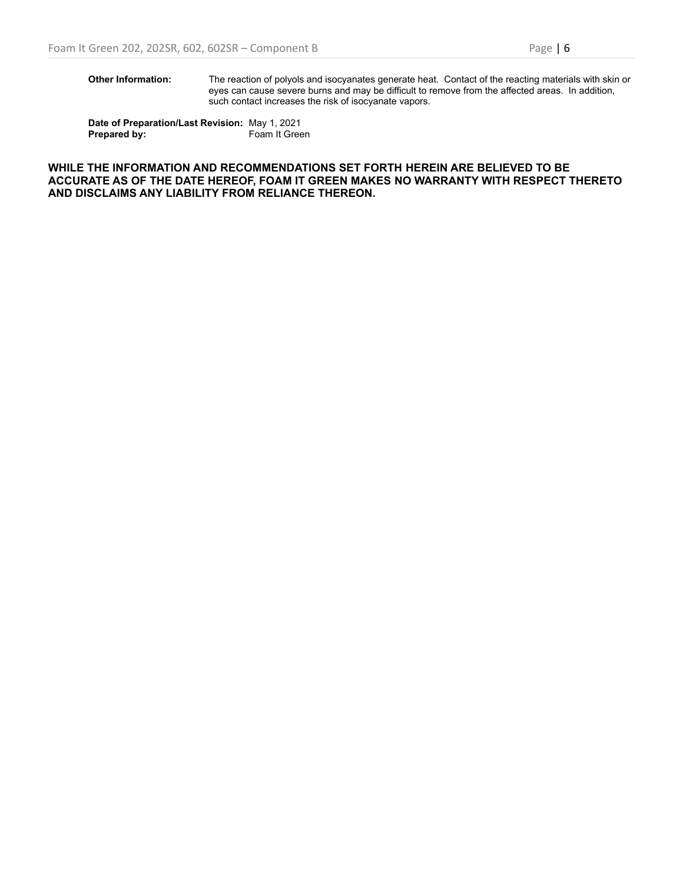**Other Information:** The reaction of polyols and isocyanates generate heat. Contact of the reacting materials with skin or eyes can cause severe burns and may be difficult to remove from the affected areas. In addition, such contact increases the risk of isocyanate vapors.

**Date of Preparation/Last Revision:** May 1, 2021
**Prepared by:** Foam It Green

**WHILE THE INFORMATION AND RECOMMENDATIONS SET FORTH HEREIN ARE BELIEVED TO BE ACCURATE AS OF THE DATE HEREOF, FOAM IT GREEN MAKES NO WARRANTY WITH RESPECT THERETO AND DISCLAIMS ANY LIABILITY FROM RELIANCE THEREON.**